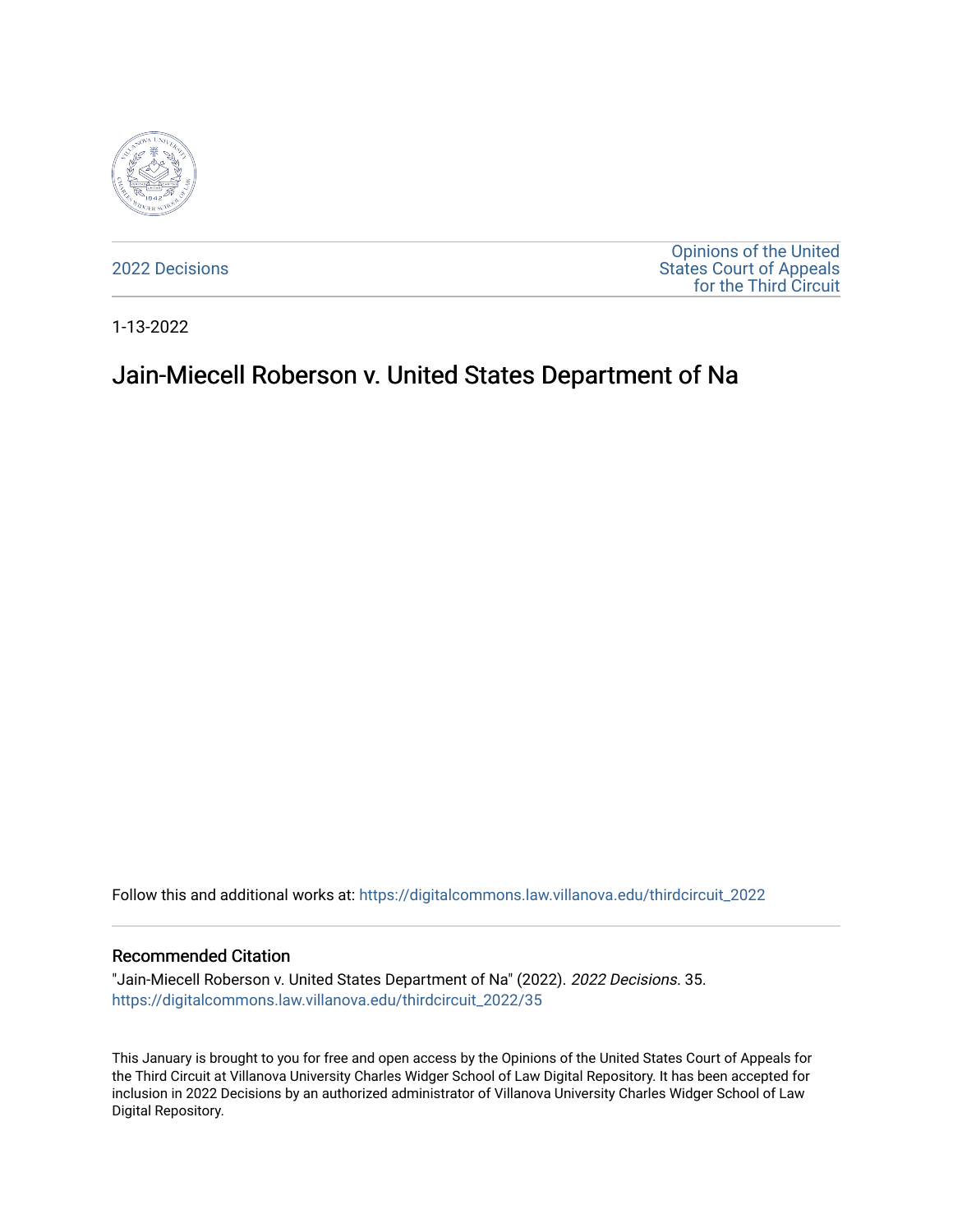2022 Decisions

Opinions of the United States Court of Appeals for the Third Circuit

1-13-2022

# Jain-Miecell Roberson v. United States Department of Na

Follow this and additional works at: https://digitalcommons.law.villanova.edu/thirdcircuit_2022

## Recommended Citation

"Jain-Miecell Roberson v. United States Department of Na" (2022). *2022 Decisions*. 35.
https://digitalcommons.law.villanova.edu/thirdcircuit_2022/35

This January is brought to you for free and open access by the Opinions of the United States Court of Appeals for the Third Circuit at Villanova University Charles Widger School of Law Digital Repository. It has been accepted for inclusion in 2022 Decisions by an authorized administrator of Villanova University Charles Widger School of Law Digital Repository.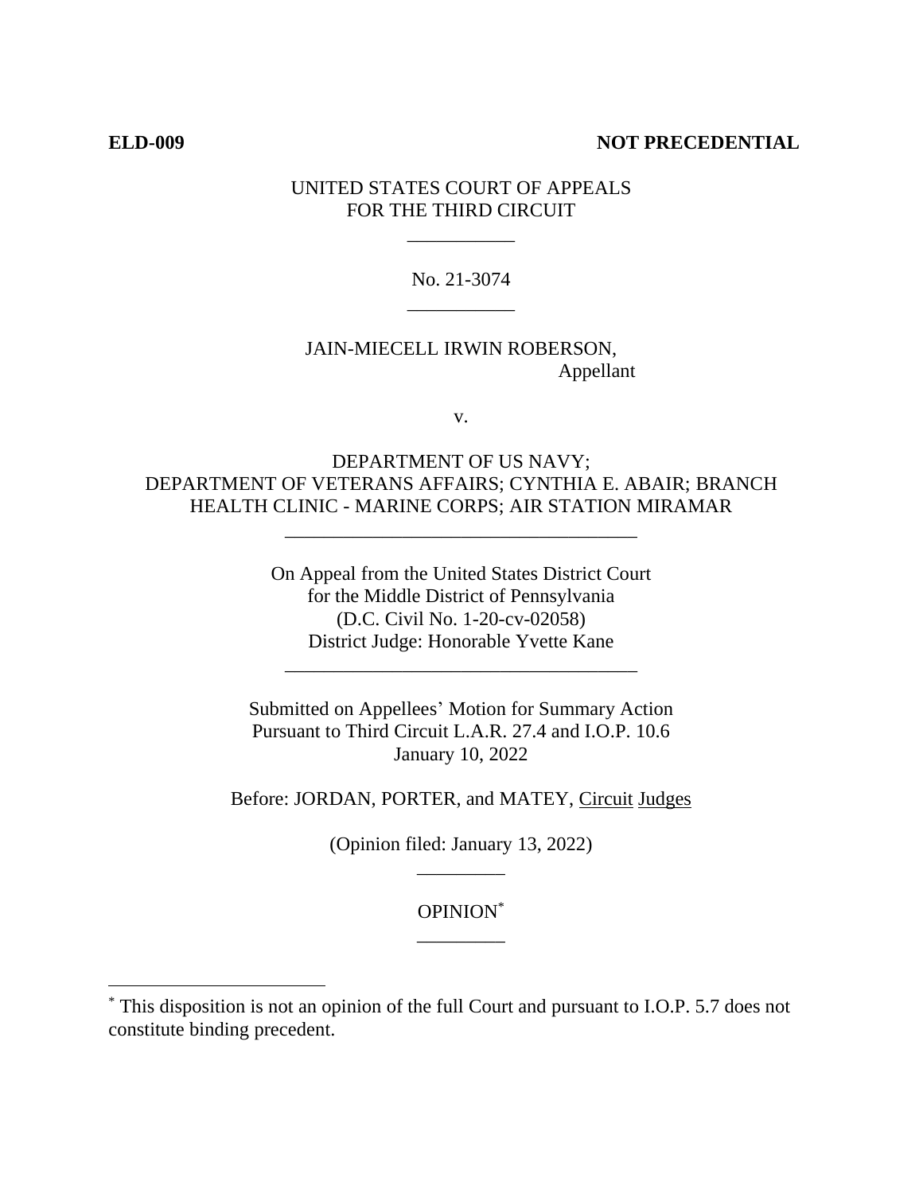**ELD-009** **NOT PRECEDENTIAL**

UNITED STATES COURT OF APPEALS
FOR THE THIRD CIRCUIT

---

No. 21-3074

---

JAIN-MIECELL IRWIN ROBERSON,
Appellant

v.

DEPARTMENT OF US NAVY;
DEPARTMENT OF VETERANS AFFAIRS; CYNTHIA E. ABAIR; BRANCH HEALTH CLINIC - MARINE CORPS; AIR STATION MIRAMAR

---

On Appeal from the United States District Court
for the Middle District of Pennsylvania
(D.C. Civil No. 1-20-cv-02058)
District Judge: Honorable Yvette Kane

---

Submitted on Appellees' Motion for Summary Action
Pursuant to Third Circuit L.A.R. 27.4 and I.O.P. 10.6
January 10, 2022

Before: JORDAN, PORTER, and MATEY, Circuit Judges

(Opinion filed: January 13, 2022)

---

OPINION*

---

* This disposition is not an opinion of the full Court and pursuant to I.O.P. 5.7 does not constitute binding precedent.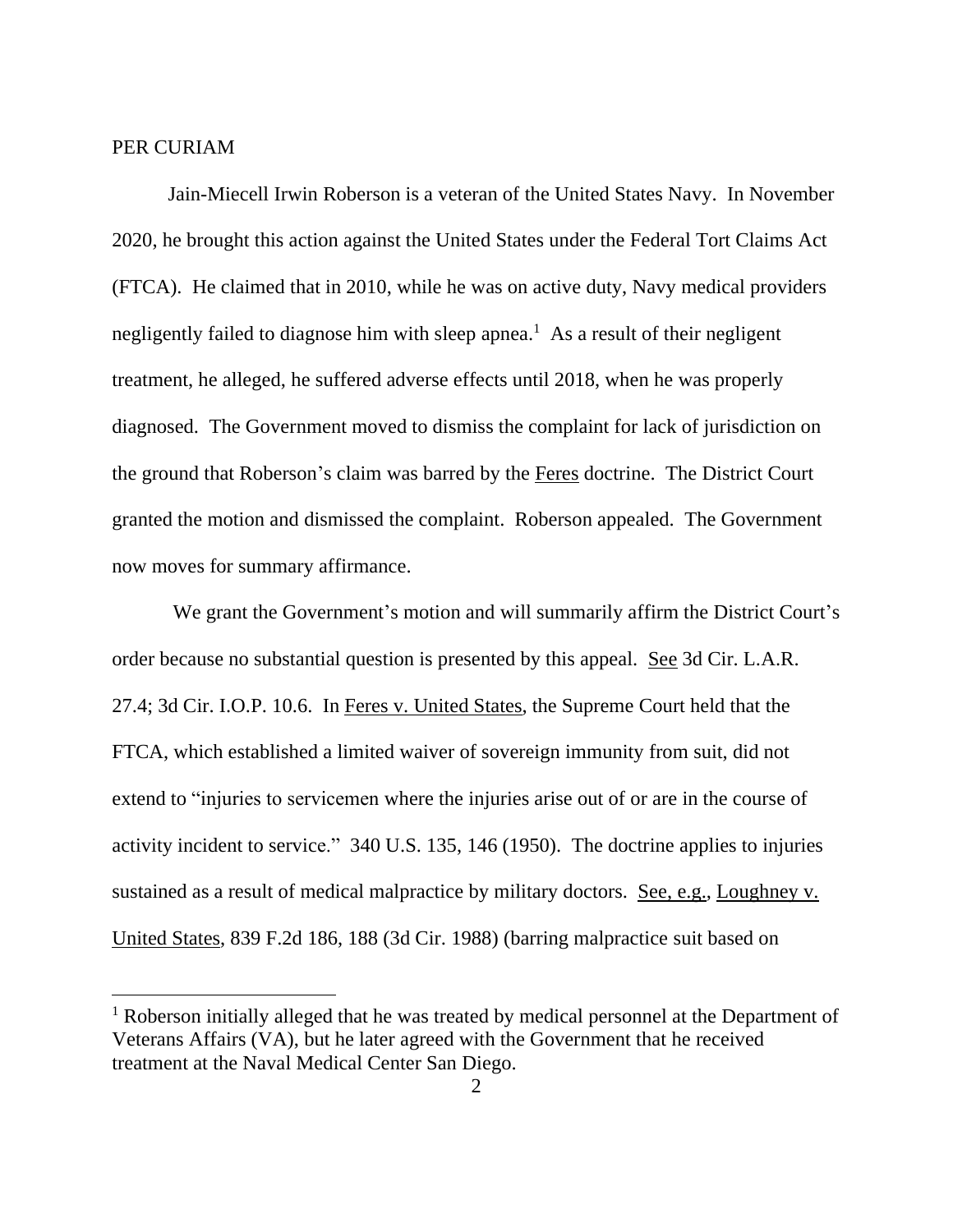PER CURIAM

Jain-Miecell Irwin Roberson is a veteran of the United States Navy. In November 2020, he brought this action against the United States under the Federal Tort Claims Act (FTCA). He claimed that in 2010, while he was on active duty, Navy medical providers negligently failed to diagnose him with sleep apnea.[1] As a result of their negligent treatment, he alleged, he suffered adverse effects until 2018, when he was properly diagnosed. The Government moved to dismiss the complaint for lack of jurisdiction on the ground that Roberson's claim was barred by the Feres doctrine. The District Court granted the motion and dismissed the complaint. Roberson appealed. The Government now moves for summary affirmance.

We grant the Government's motion and will summarily affirm the District Court's order because no substantial question is presented by this appeal. See 3d Cir. L.A.R. 27.4; 3d Cir. I.O.P. 10.6. In Feres v. United States, the Supreme Court held that the FTCA, which established a limited waiver of sovereign immunity from suit, did not extend to "injuries to servicemen where the injuries arise out of or are in the course of activity incident to service." 340 U.S. 135, 146 (1950). The doctrine applies to injuries sustained as a result of medical malpractice by military doctors. See, e.g., Loughney v. United States, 839 F.2d 186, 188 (3d Cir. 1988) (barring malpractice suit based on

[1] Roberson initially alleged that he was treated by medical personnel at the Department of Veterans Affairs (VA), but he later agreed with the Government that he received treatment at the Naval Medical Center San Diego.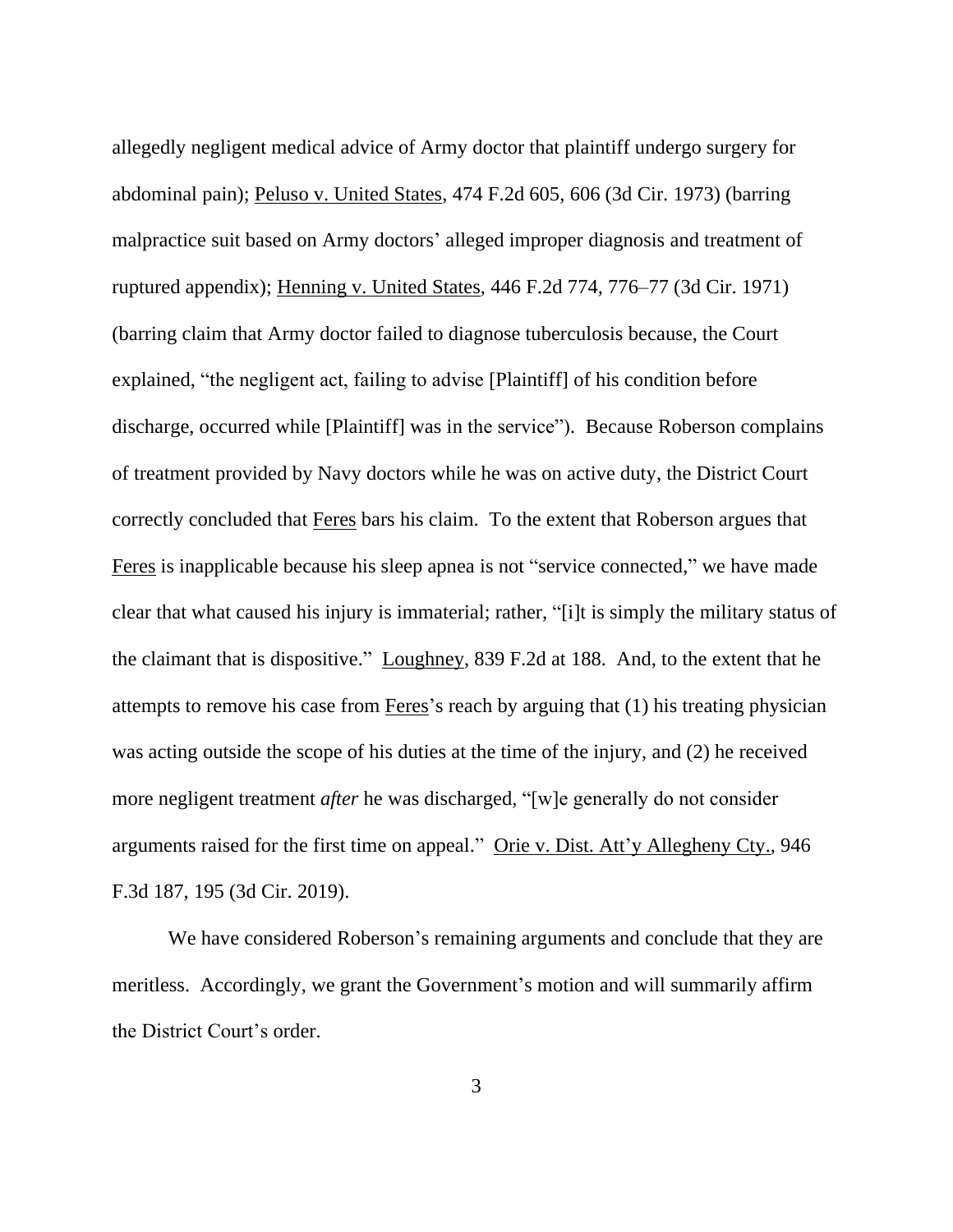allegedly negligent medical advice of Army doctor that plaintiff undergo surgery for abdominal pain); Peluso v. United States, 474 F.2d 605, 606 (3d Cir. 1973) (barring malpractice suit based on Army doctors' alleged improper diagnosis and treatment of ruptured appendix); Henning v. United States, 446 F.2d 774, 776–77 (3d Cir. 1971) (barring claim that Army doctor failed to diagnose tuberculosis because, the Court explained, "the negligent act, failing to advise [Plaintiff] of his condition before discharge, occurred while [Plaintiff] was in the service"). Because Roberson complains of treatment provided by Navy doctors while he was on active duty, the District Court correctly concluded that Feres bars his claim. To the extent that Roberson argues that Feres is inapplicable because his sleep apnea is not "service connected," we have made clear that what caused his injury is immaterial; rather, "[i]t is simply the military status of the claimant that is dispositive." Loughney, 839 F.2d at 188. And, to the extent that he attempts to remove his case from Feres's reach by arguing that (1) his treating physician was acting outside the scope of his duties at the time of the injury, and (2) he received more negligent treatment *after* he was discharged, "[w]e generally do not consider arguments raised for the first time on appeal." Orie v. Dist. Att'y Allegheny Cty., 946 F.3d 187, 195 (3d Cir. 2019).

We have considered Roberson's remaining arguments and conclude that they are meritless. Accordingly, we grant the Government's motion and will summarily affirm the District Court's order.